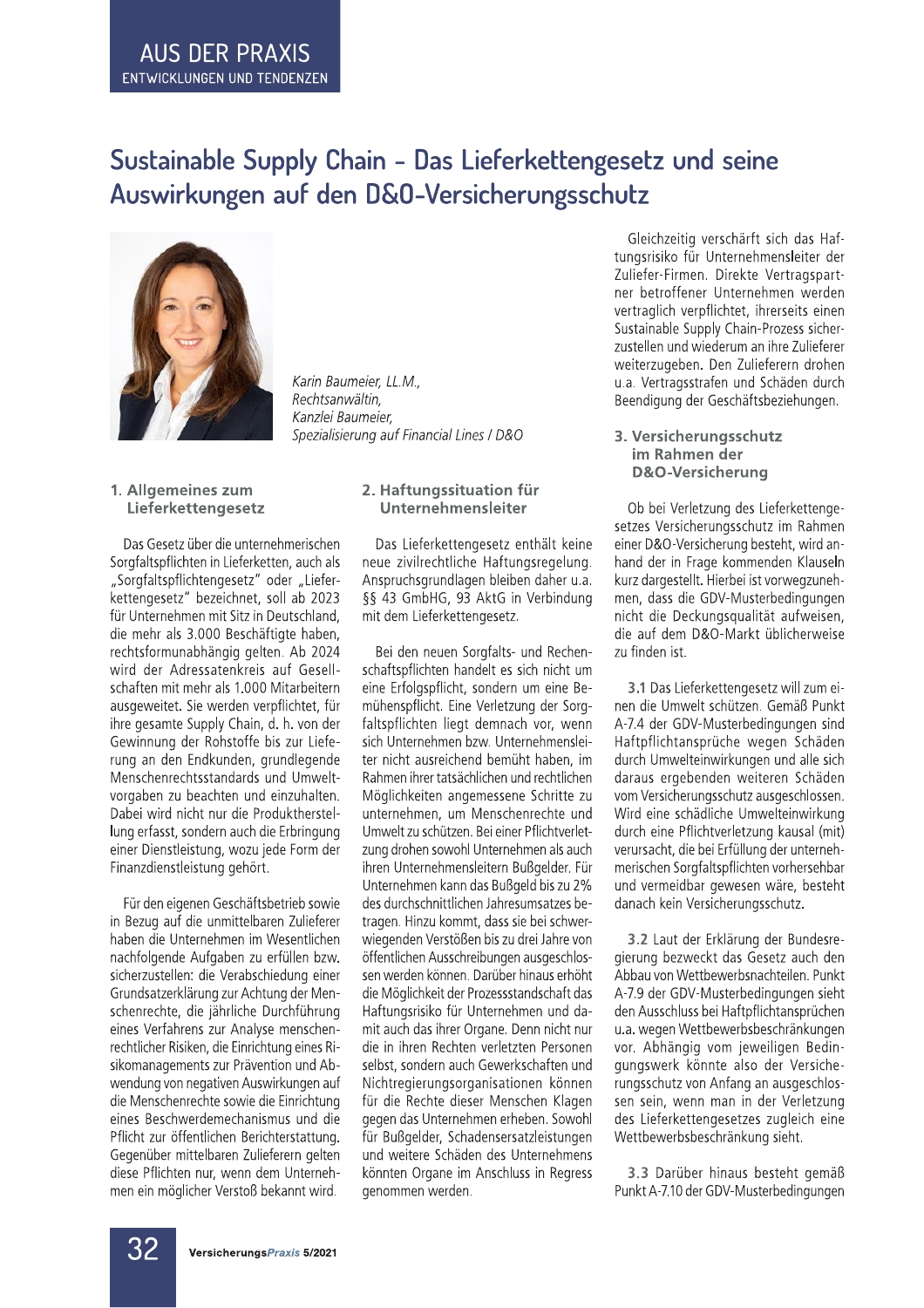# Sustainable Supply Chain – Das Lieferkettengesetz und seine Auswirkungen auf den D&O-Versicherungsschutz

*Karin Baumeier, LL.M.,*
*Rechtsanwältin,*
*Kanzlei Baumeier,*
*Spezialisierung auf Financial Lines / D&O*

## 1. Allgemeines zum Lieferkettengesetz

Das Gesetz über die unternehmerischen Sorgfaltspflichten in Lieferketten, auch als „Sorgfaltspflichtengesetz" oder „Lieferkettengesetz" bezeichnet, soll ab 2023 für Unternehmen mit Sitz in Deutschland, die mehr als 3.000 Beschäftigte haben, rechtsformunabhängig gelten. Ab 2024 wird der Adressatenkreis auf Gesellschaften mit mehr als 1.000 Mitarbeitern ausgeweitet. Sie werden verpflichtet, für ihre gesamte Supply Chain, d. h. von der Gewinnung der Rohstoffe bis zur Lieferung an den Endkunden, grundlegende Menschenrechtsstandards und Umweltvorgaben zu beachten und einzuhalten. Dabei wird nicht nur die Produktherstellung erfasst, sondern auch die Erbringung einer Dienstleistung, wozu jede Form der Finanzdienstleistung gehört.

Für den eigenen Geschäftsbetrieb sowie in Bezug auf die unmittelbaren Zulieferer haben die Unternehmen im Wesentlichen nachfolgende Aufgaben zu erfüllen bzw. sicherzustellen: die Verabschiedung einer Grundsatzerklärung zur Achtung der Menschenrechte, die jährliche Durchführung eines Verfahrens zur Analyse menschenrechtlicher Risiken, die Einrichtung eines Risikomanagements zur Prävention und Abwendung von negativen Auswirkungen auf die Menschenrechte sowie die Einrichtung eines Beschwerdemechanismus und die Pflicht zur öffentlichen Berichterstattung. Gegenüber mittelbaren Zulieferern gelten diese Pflichten nur, wenn dem Unternehmen ein möglicher Verstoß bekannt wird.

## 2. Haftungssituation für Unternehmensleiter

Das Lieferkettengesetz enthält keine neue zivilrechtliche Haftungsregelung. Anspruchsgrundlagen bleiben daher u.a. §§ 43 GmbHG, 93 AktG in Verbindung mit dem Lieferkettengesetz.

Bei den neuen Sorgfalts- und Rechenschaftspflichten handelt es sich nicht um eine Erfolgspflicht, sondern um eine Bemühenspflicht. Eine Verletzung der Sorgfaltspflichten liegt demnach vor, wenn sich Unternehmen bzw. Unternehmensleiter nicht ausreichend bemüht haben, im Rahmen ihrer tatsächlichen und rechtlichen Möglichkeiten angemessene Schritte zu unternehmen, um Menschenrechte und Umwelt zu schützen. Bei einer Pflichtverletzung drohen sowohl Unternehmen als auch ihren Unternehmensleitern Bußgelder. Für Unternehmen kann das Bußgeld bis zu 2% des durchschnittlichen Jahresumsatzes betragen. Hinzu kommt, dass sie bei schwerwiegenden Verstößen bis zu drei Jahre von öffentlichen Ausschreibungen ausgeschlossen werden können. Darüber hinaus erhöht die Möglichkeit der Prozessstandschaft das Haftungsrisiko für Unternehmen und damit auch das ihrer Organe. Denn nicht nur die in ihren Rechten verletzten Personen selbst, sondern auch Gewerkschaften und Nichtregierungsorganisationen können für die Rechte dieser Menschen Klagen gegen das Unternehmen erheben. Sowohl für Bußgelder, Schadensersatzleistungen und weitere Schäden des Unternehmens könnten Organe im Anschluss in Regress genommen werden.

Gleichzeitig verschärft sich das Haftungsrisiko für Unternehmensleiter der Zuliefer-Firmen. Direkte Vertragspartner betroffener Unternehmen werden vertraglich verpflichtet, ihrerseits einen Sustainable Supply Chain-Prozess sicherzustellen und wiederum an ihre Zulieferer weiterzugeben. Den Zulieferern drohen u.a. Vertragsstrafen und Schäden durch Beendigung der Geschäftsbeziehungen.

## 3. Versicherungsschutz im Rahmen der D&O-Versicherung

Ob bei Verletzung des Lieferkettengesetzes Versicherungsschutz im Rahmen einer D&O-Versicherung besteht, wird anhand der in Frage kommenden Klauseln kurz dargestellt. Hierbei ist vorwegzunehmen, dass die GDV-Musterbedingungen nicht die Deckungsqualität aufweisen, die auf dem D&O-Markt üblicherweise zu finden ist.

**3.1** Das Lieferkettengesetz will zum einen die Umwelt schützen. Gemäß Punkt A-7.4 der GDV-Musterbedingungen sind Haftpflichtansprüche wegen Schäden durch Umwelteinwirkung und alle sich daraus ergebenden weiteren Schäden vom Versicherungsschutz ausgeschlossen. Wird eine schädliche Umwelteinwirkung durch eine Pflichtverletzung kausal (mit) verursacht, die bei Erfüllung der unternehmerischen Sorgfaltspflichten vorhersehbar und vermeidbar gewesen wäre, besteht danach kein Versicherungsschutz.

**3.2** Laut der Erklärung der Bundesregierung bezweckt das Gesetz auch den Abbau von Wettbewerbsnachteilen. Punkt A-7.9 der GDV-Musterbedingungen sieht den Ausschluss bei Haftpflichtansprüchen u.a. wegen Wettbewerbsbeschränkungen vor. Abhängig vom jeweiligen Bedingungswerk könnte also der Versicherungsschutz von Anfang an ausgeschlossen sein, wenn man in der Verletzung des Lieferkettengesetzes zugleich eine Wettbewerbsbeschränkung sieht.

**3.3** Darüber hinaus besteht gemäß Punkt A-7.10 der GDV-Musterbedingungen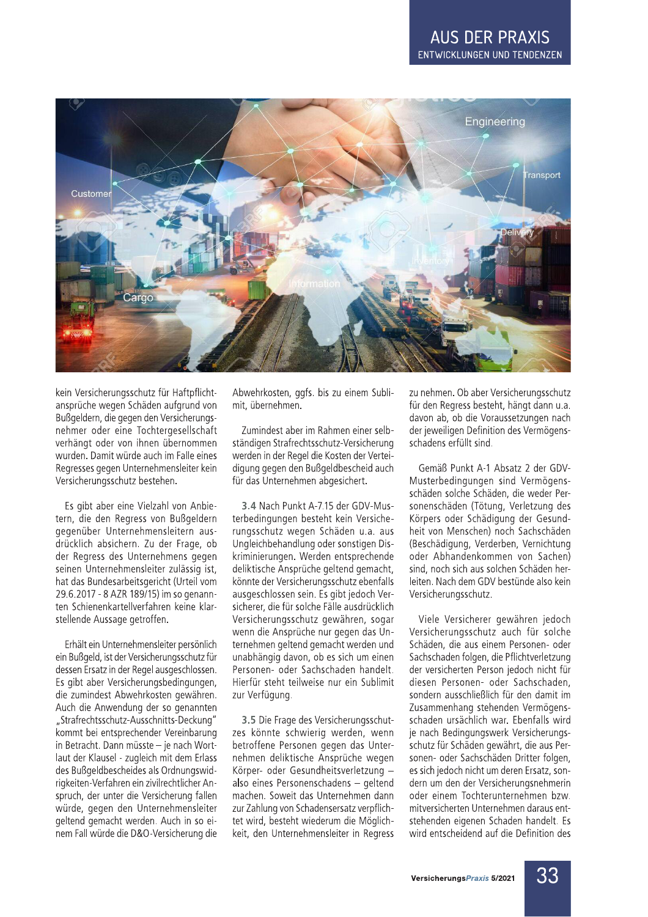kein Versicherungsschutz für Haftpflichtansprüche wegen Schäden aufgrund von Bußgeldern, die gegen den Versicherungsnehmer oder eine Tochtergesellschaft verhängt oder von ihnen übernommen wurden. Damit würde auch im Falle eines Regresses gegen Unternehmensleiter kein Versicherungsschutz bestehen.

Es gibt aber eine Vielzahl von Anbietern, die den Regress von Bußgeldern gegenüber Unternehmensleitern ausdrücklich absichern. Zu der Frage, ob der Regress des Unternehmens gegen seinen Unternehmensleiter zulässig ist, hat das Bundesarbeitsgericht (Urteil vom 29.6.2017 - 8 AZR 189/15) im so genannten Schienenkartellverfahren keine klarstellende Aussage getroffen.

Erhält ein Unternehmensleiter persönlich ein Bußgeld, ist der Versicherungsschutz für dessen Ersatz in der Regel ausgeschlossen. Es gibt aber Versicherungsbedingungen, die zumindest Abwehrkosten gewähren. Auch die Anwendung der so genannten „Strafrechtsschutz-Ausschnitts-Deckung“ kommt bei entsprechender Vereinbarung in Betracht. Dann müsste – je nach Wortlaut der Klausel - zugleich mit dem Erlass des Bußgeldbescheides als Ordnungswidrigkeiten-Verfahren ein zivilrechtlicher Anspruch, der unter die Versicherung fallen würde, gegen den Unternehmensleiter geltend gemacht werden. Auch in so einem Fall würde die D&O-Versicherung die Abwehrkosten, ggfs. bis zu einem Sublimit, übernehmen.

Zumindest aber im Rahmen einer selbständigen Strafrechtsschutz-Versicherung werden in der Regel die Kosten der Verteidigung gegen den Bußgeldbescheid auch für das Unternehmen abgesichert.

**3.4** Nach Punkt A-7.15 der GDV-Musterbedingungen besteht kein Versicherungsschutz wegen Schäden u.a. aus Ungleichbehandlung oder sonstigen Diskriminierungen. Werden entsprechende deliktische Ansprüche geltend gemacht, könnte der Versicherungsschutz ebenfalls ausgeschlossen sein. Es gibt jedoch Versicherer, die für solche Fälle ausdrücklich Versicherungsschutz gewähren, sogar wenn die Ansprüche nur gegen das Unternehmen geltend gemacht werden und unabhängig davon, ob es sich um einen Personen- oder Sachschaden handelt. Hierfür steht teilweise nur ein Sublimit zur Verfügung.

**3.5** Die Frage des Versicherungsschutzes könnte schwierig werden, wenn betroffene Personen gegen das Unternehmen deliktische Ansprüche wegen Körper- oder Gesundheitsverletzung – also eines Personenschadens – geltend machen. Soweit das Unternehmen dann zur Zahlung von Schadensersatz verpflichtet wird, besteht wiederum die Möglichkeit, den Unternehmensleiter in Regress zu nehmen. Ob aber Versicherungsschutz für den Regress besteht, hängt dann u.a. davon ab, ob die Voraussetzungen nach der jeweiligen Definition des Vermögensschadens erfüllt sind.

Gemäß Punkt A-1 Absatz 2 der GDV-Musterbedingungen sind Vermögensschäden solche Schäden, die weder Personenschäden (Tötung, Verletzung des Körpers oder Schädigung der Gesundheit von Menschen) noch Sachschäden (Beschädigung, Verderben, Vernichtung oder Abhandenkommen von Sachen) sind, noch sich aus solchen Schäden herleiten. Nach dem GDV bestünde also kein Versicherungsschutz.

Viele Versicherer gewähren jedoch Versicherungsschutz auch für solche Schäden, die aus einem Personen- oder Sachschaden folgen, die Pflichtverletzung der versicherten Person jedoch nicht für diesen Personen- oder Sachschaden, sondern ausschließlich für den damit im Zusammenhang stehenden Vermögensschaden ursächlich war. Ebenfalls wird je nach Bedingungswerk Versicherungsschutz für Schäden gewährt, die aus Personen- oder Sachschäden Dritter folgen, es sich jedoch nicht um deren Ersatz, sondern um den der Versicherungsnehmerin oder einem Tochterunternehmen bzw. mitversicherten Unternehmen daraus entstehenden eigenen Schaden handelt. Es wird entscheidend auf die Definition des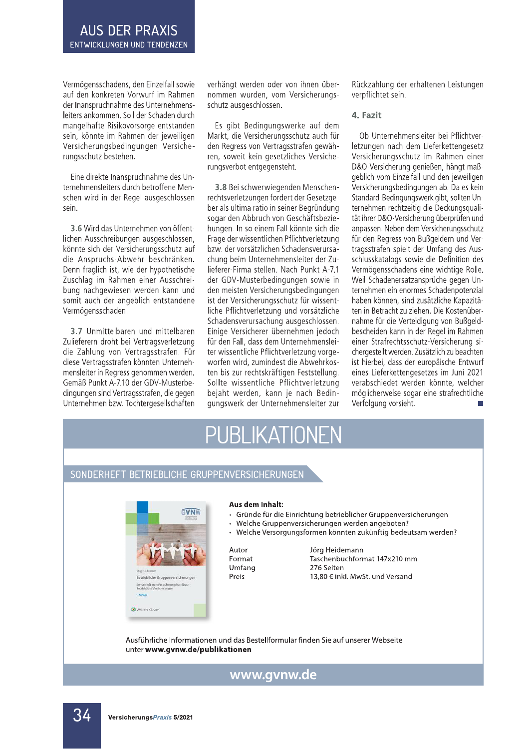Vermögensschadens, den Einzelfall sowie auf den konkreten Vorwurf im Rahmen der Inanspruchnahme des Unternehmensleiters ankommen. Soll der Schaden durch mangelhafte Risikovorsorge entstanden sein, könnte im Rahmen der jeweiligen Versicherungsbedingungen Versicherungsschutz bestehen.

Eine direkte Inanspruchnahme des Unternehmensleiters durch betroffene Menschen wird in der Regel ausgeschlossen sein.

**3.6** Wird das Unternehmen von öffentlichen Ausschreibungen ausgeschlossen, könnte sich der Versicherungsschutz auf die Anspruchs-Abwehr beschränken. Denn fraglich ist, wie der hypothetische Zuschlag im Rahmen einer Ausschreibung nachgewiesen werden kann und somit auch der angeblich entstandene Vermögensschaden.

**3.7** Unmittelbaren und mittelbaren Zulieferern droht bei Vertragsverletzung die Zahlung von Vertragsstrafen. Für diese Vertragsstrafen könnten Unternehmensleiter in Regress genommen werden. Gemäß Punkt A-7.10 der GDV-Musterbedingungen sind Vertragsstrafen, die gegen Unternehmen bzw. Tochtergesellschaften verhängt werden oder von ihnen übernommen wurden, vom Versicherungsschutz ausgeschlossen.

Es gibt Bedingungswerke auf dem Markt, die Versicherungsschutz auch für den Regress von Vertragsstrafen gewähren, soweit kein gesetzliches Versicherungsverbot entgegensteht.

**3.8** Bei schwerwiegenden Menschenrechtsverletzungen fordert der Gesetzgeber als ultima ratio in seiner Begründung sogar den Abbruch von Geschäftsbeziehungen. In so einem Fall könnte sich die Frage der wissentlichen Pflichtverletzung bzw. der vorsätzlichen Schadensverursachung beim Unternehmensleiter der Zulieferer-Firma stellen. Nach Punkt A-7.1 der GDV-Musterbedingungen sowie in den meisten Versicherungsbedingungen ist der Versicherungsschutz für wissentliche Pflichtverletzung und vorsätzliche Schadensverursachung ausgeschlossen. Einige Versicherer übernehmen jedoch für den Fall, dass dem Unternehmensleiter wissentliche Pflichtverletzung vorgeworfen wird, zumindest die Abwehrkosten bis zur rechtskräftigen Feststellung. Sollte wissentliche Pflichtverletzung bejaht werden, kann je nach Bedingungswerk der Unternehmensleiter zur Rückzahlung der erhaltenen Leistungen verpflichtet sein.

## 4. Fazit

Ob Unternehmensleiter bei Pflichtverletzungen nach dem Lieferkettengesetz Versicherungsschutz im Rahmen einer D&O-Versicherung genießen, hängt maßgeblich vom Einzelfall und den jeweiligen Versicherungsbedingungen ab. Da es kein Standard-Bedingungswerk gibt, sollten Unternehmen rechtzeitig die Deckungsqualität ihrer D&O-Versicherung überprüfen und anpassen. Neben dem Versicherungsschutz für den Regress von Bußgeldern und Vertragsstrafen spielt der Umfang des Ausschlusskatalogs sowie die Definition des Vermögensschadens eine wichtige Rolle. Weil Schadenersatzansprüche gegen Unternehmen ein enormes Schadenpotenzial haben können, sind zusätzliche Kapazitäten in Betracht zu ziehen. Die Kostenübernahme für die Verteidigung von Bußgeldbescheiden kann in der Regel im Rahmen einer Strafrechtsschutz-Versicherung sichergestellt werden. Zusätzlich zu beachten ist hierbei, dass der europäische Entwurf eines Lieferkettengesetzes im Juni 2021 verabschiedet werden könnte, welcher möglicherweise sogar eine strafrechtliche Verfolgung vorsieht.

# PUBLIKATIONEN

## SONDERHEFT BETRIEBLICHE GRUPPENVERSICHERUNGEN

**Aus dem Inhalt:**

- Gründe für die Einrichtung betrieblicher Gruppenversicherungen
- Welche Gruppenversicherungen werden angeboten?
- Welche Versorgungsformen könnten zukünftig bedeutsam werden?

| | |
|---|---|
| Autor | Jörg Heidemann |
| Format | Taschenbuchformat 147x210 mm |
| Umfang | 276 Seiten |
| Preis | 13,80 € inkl. MwSt. und Versand |

Ausführliche Informationen und das Bestellformular finden Sie auf unserer Webseite unter **www.gvnw.de/publikationen**

**www.gvnw.de**